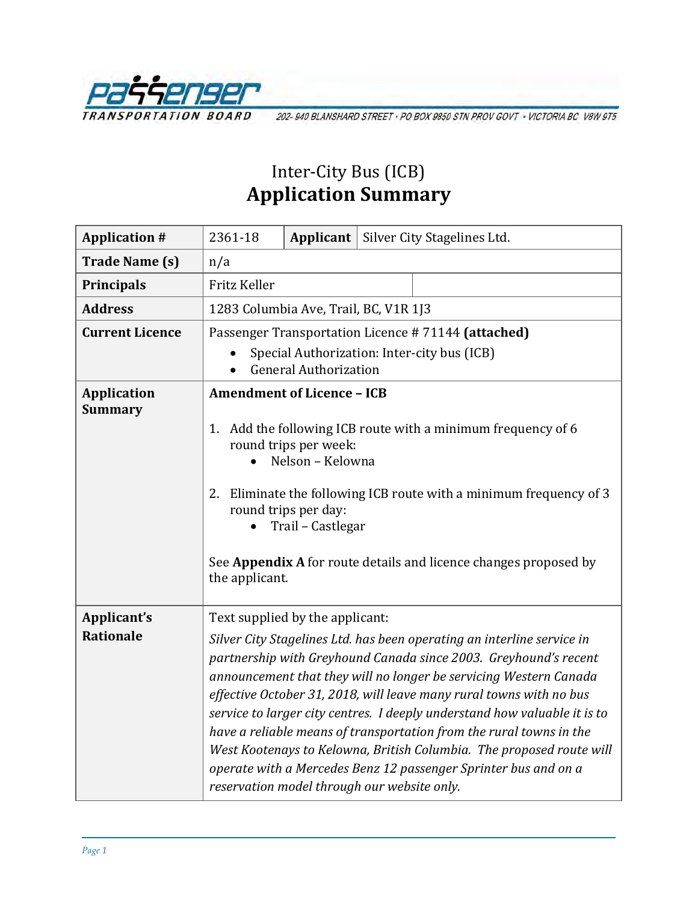PASSENGER TRANSPORTATION BOARD
202- 940 BLANSHARD STREET • PO BOX 9850 STN PROV GOVT • VICTORIA BC V8W 9T5

# Inter-City Bus (ICB)
# Application Summary

| **Application #** | 2361-18 | **Applicant** | Silver City Stagelines Ltd. |
|---|---|---|---|
| **Trade Name (s)** | n/a | | |
| **Principals** | Fritz Keller | | |
| **Address** | 1283 Columbia Ave, Trail, BC, V1R 1J3 | | |
| **Current Licence** | Passenger Transportation Licence # 71144 **(attached)**<br>• Special Authorization: Inter-city bus (ICB)<br>• General Authorization | | |
| **Application Summary** | **Amendment of Licence – ICB**<br><br>1. Add the following ICB route with a minimum frequency of 6 round trips per week:<br>• Nelson – Kelowna<br><br>2. Eliminate the following ICB route with a minimum frequency of 3 round trips per day:<br>• Trail – Castlegar<br><br>See **Appendix A** for route details and licence changes proposed by the applicant. | | |
| **Applicant's Rationale** | Text supplied by the applicant:<br>*Silver City Stagelines Ltd. has been operating an interline service in partnership with Greyhound Canada since 2003. Greyhound's recent announcement that they will no longer be servicing Western Canada effective October 31, 2018, will leave many rural towns with no bus service to larger city centres. I deeply understand how valuable it is to have a reliable means of transportation from the rural towns in the West Kootenays to Kelowna, British Columbia. The proposed route will operate with a Mercedes Benz 12 passenger Sprinter bus and on a reservation model through our website only.* | | |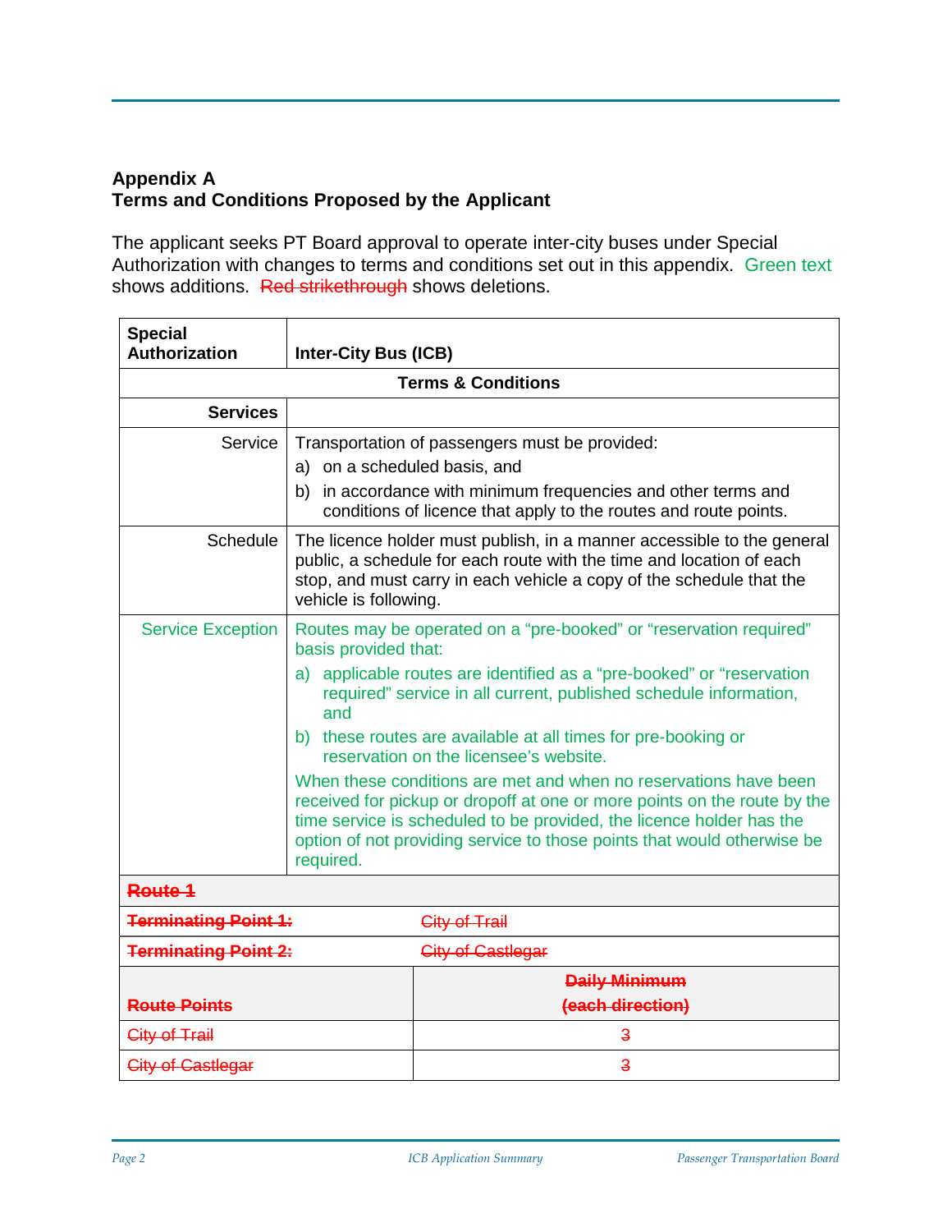## Appendix A
## Terms and Conditions Proposed by the Applicant

The applicant seeks PT Board approval to operate inter-city buses under Special Authorization with changes to terms and conditions set out in this appendix. Green text shows additions. ~~Red strikethrough~~ shows deletions.

| **Special Authorization** | **Inter-City Bus (ICB)** |
|---|---|
| **Terms & Conditions** | |
| **Services** | |
| Service | Transportation of passengers must be provided:<br>a) on a scheduled basis, and<br>b) in accordance with minimum frequencies and other terms and conditions of licence that apply to the routes and route points. |
| Schedule | The licence holder must publish, in a manner accessible to the general public, a schedule for each route with the time and location of each stop, and must carry in each vehicle a copy of the schedule that the vehicle is following. |
| Service Exception | Routes may be operated on a "pre-booked" or "reservation required" basis provided that:<br>a) applicable routes are identified as a "pre-booked" or "reservation required" service in all current, published schedule information, and<br>b) these routes are available at all times for pre-booking or reservation on the licensee's website.<br>When these conditions are met and when no reservations have been received for pickup or dropoff at one or more points on the route by the time service is scheduled to be provided, the licence holder has the option of not providing service to those points that would otherwise be required. |

| ~~**Route 1**~~ | |
|---|---|
| ~~**Terminating Point 1:**~~ | ~~City of Trail~~ |
| ~~**Terminating Point 2:**~~ | ~~City of Castlegar~~ |
| ~~**Route Points**~~ | ~~**Daily Minimum (each direction)**~~ |
| ~~City of Trail~~ | ~~3~~ |
| ~~City of Castlegar~~ | ~~3~~ |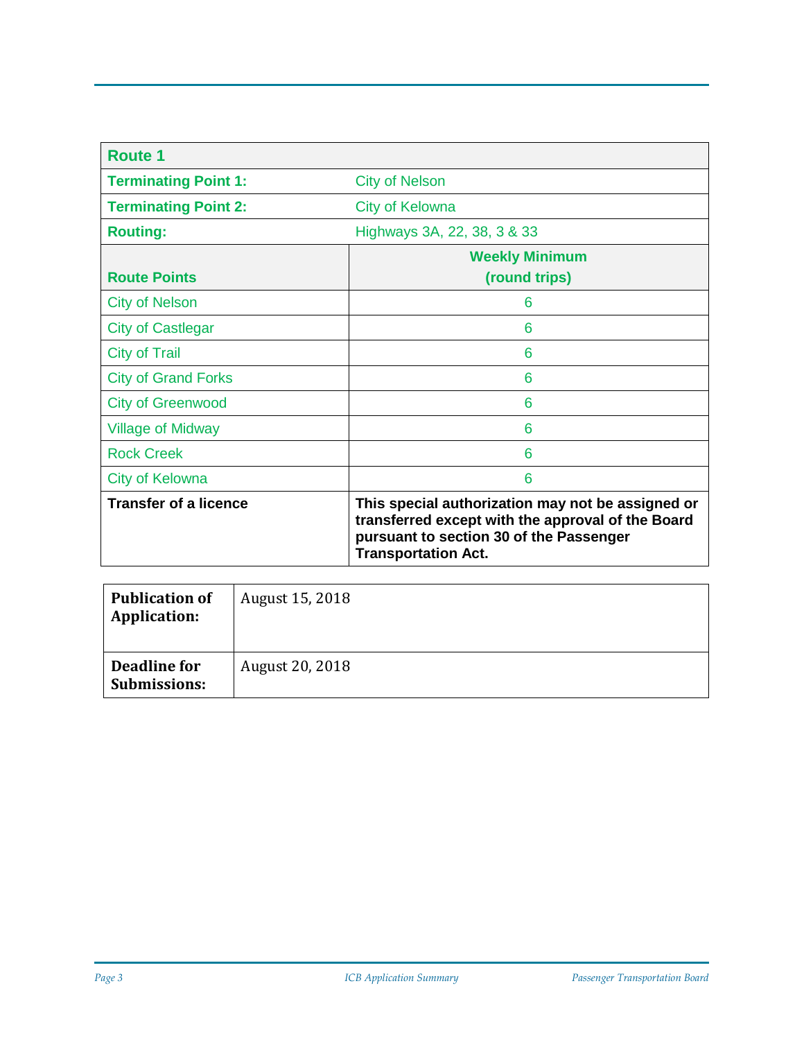| Route 1 | |
|---|---|
| **Terminating Point 1:** | City of Nelson |
| **Terminating Point 2:** | City of Kelowna |
| **Routing:** | Highways 3A, 22, 38, 3 & 33 |
| **Route Points** | **Weekly Minimum (round trips)** |
| City of Nelson | 6 |
| City of Castlegar | 6 |
| City of Trail | 6 |
| City of Grand Forks | 6 |
| City of Greenwood | 6 |
| Village of Midway | 6 |
| Rock Creek | 6 |
| City of Kelowna | 6 |
| **Transfer of a licence** | **This special authorization may not be assigned or transferred except with the approval of the Board pursuant to section 30 of the Passenger Transportation Act.** |

| | |
|---|---|
| **Publication of Application:** | August 15, 2018 |
| **Deadline for Submissions:** | August 20, 2018 |